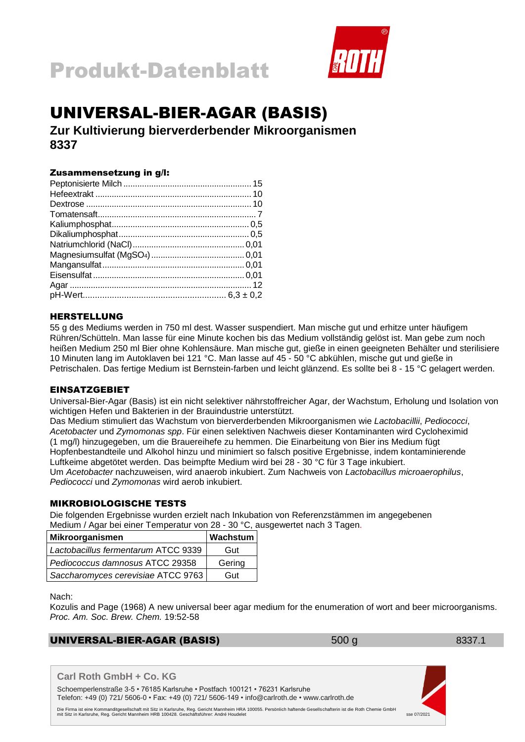# Produkt-Datenblatt

# UNIVERSAL-BIER-AGAR (BASIS)

## Zur Kultivierung bierverderbender Mikroorganismen
## 8337

### Zusammensetzung in g/l:

| | |
|---|---|
| Peptonisierte Milch | 15 |
| Hefeextrakt | 10 |
| Dextrose | 10 |
| Tomatensaft | 7 |
| Kaliumphosphat | 0,5 |
| Dikaliumphosphat | 0,5 |
| Natriumchlorid (NaCl) | 0,01 |
| Magnesiumsulfat ($MgSO_4$) | 0,01 |
| Mangansulfat | 0,01 |
| Eisensulfat | 0,01 |
| Agar | 12 |
| pH-Wert | 6,3 ± 0,2 |

### HERSTELLUNG

55 g des Mediums werden in 750 ml dest. Wasser suspendiert. Man mische gut und erhitze unter häufigem Rühren/Schütteln. Man lasse für eine Minute kochen bis das Medium vollständig gelöst ist. Man gebe zum noch heißen Medium 250 ml Bier ohne Kohlensäure. Man mische gut, gieße in einen geeigneten Behälter und sterilisiere 10 Minuten lang im Autoklaven bei 121 °C. Man lasse auf 45 - 50 °C abkühlen, mische gut und gieße in Petrischalen. Das fertige Medium ist Bernstein-farben und leicht glänzend. Es sollte bei 8 - 15 °C gelagert werden.

### EINSATZGEBIET

Universal-Bier-Agar (Basis) ist ein nicht selektiver nährstoffreicher Agar, der Wachstum, Erholung und Isolation von wichtigen Hefen und Bakterien in der Brauindustrie unterstützt.
Das Medium stimuliert das Wachstum von bierverderbenden Mikroorganismen wie *Lactobacillii*, *Pediococci*, *Acetobacter* und *Zymomonas spp*. Für einen selektiven Nachweis dieser Kontaminanten wird Cycloheximid (1 mg/l) hinzugegeben, um die Brauereihefe zu hemmen. Die Einarbeitung von Bier ins Medium fügt Hopfenbestandteile und Alkohol hinzu und minimiert so falsch positive Ergebnisse, indem kontaminierende Luftkeime abgetötet werden. Das beimpfte Medium wird bei 28 - 30 °C für 3 Tage inkubiert.
Um *Acetobacter* nachzuweisen, wird anaerob inkubiert. Zum Nachweis von *Lactobacillus microaerophilus*, *Pediococci* und *Zymomonas* wird aerob inkubiert.

### MIKROBIOLOGISCHE TESTS

Die folgenden Ergebnisse wurden erzielt nach Inkubation von Referenzstämmen im angegebenen Medium / Agar bei einer Temperatur von 28 - 30 °C, ausgewertet nach 3 Tagen.

| Mikroorganismen | Wachstum |
|---|---|
| *Lactobacillus fermentarum* ATCC 9339 | Gut |
| *Pediococcus damnosus* ATCC 29358 | Gering |
| *Saccharomyces cerevisiae* ATCC 9763 | Gut |

Nach:
Kozulis and Page (1968) A new universal beer agar medium for the enumeration of wort and beer microorganisms. *Proc. Am. Soc. Brew. Chem.* 19:52-58

| UNIVERSAL-BIER-AGAR (BASIS) | 500 g | 8337.1 |
|---|---|---|

**Carl Roth GmbH + Co. KG**

Schoemperlenstraße 3-5 • 76185 Karlsruhe • Postfach 100121 • 76231 Karlsruhe
Telefon: +49 (0) 721/ 5606-0 • Fax: +49 (0) 721/ 5606-149 • info@carlroth.de • www.carlroth.de

Die Firma ist eine Kommanditgesellschaft mit Sitz in Karlsruhe, Reg. Gericht Mannheim HRA 100055. Persönlich haftende Gesellschafterin ist die Roth Chemie GmbH mit Sitz in Karlsruhe, Reg. Gericht Mannheim HRB 100428. Geschäftsführer: André Houdelet

sse 07/2021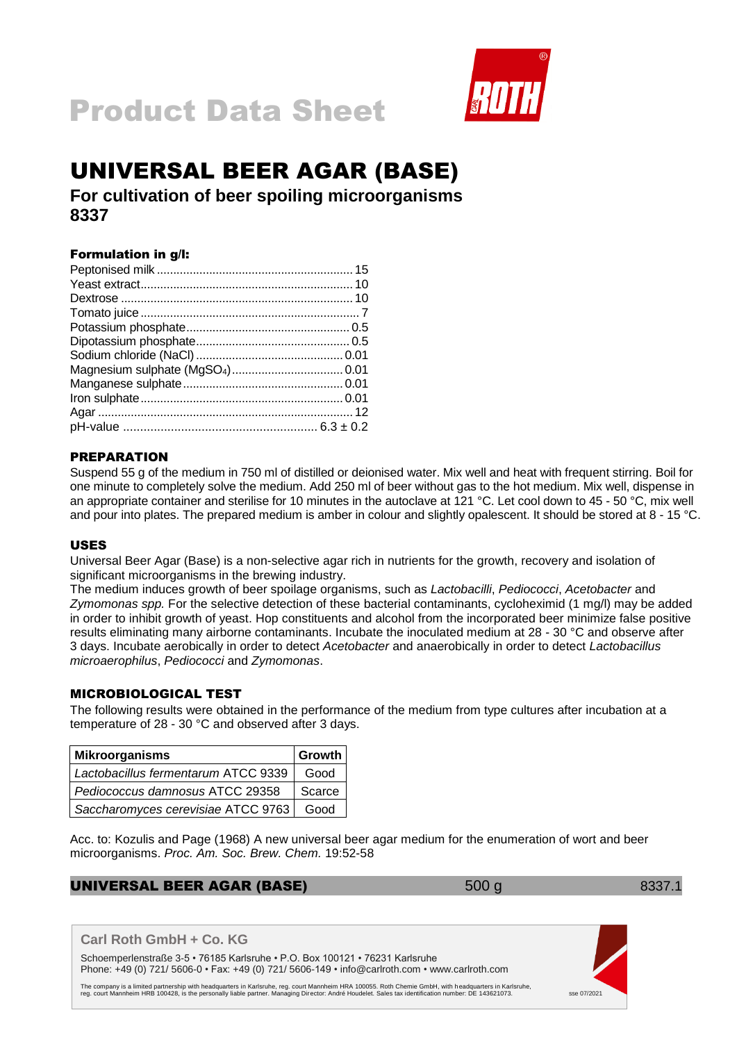# Product Data Sheet

# UNIVERSAL BEER AGAR (BASE)

## For cultivation of beer spoiling microorganisms
## 8337

### Formulation in g/l:

| | |
|---|---|
| Peptonised milk | 15 |
| Yeast extract | 10 |
| Dextrose | 10 |
| Tomato juice | 7 |
| Potassium phosphate | 0.5 |
| Dipotassium phosphate | 0.5 |
| Sodium chloride (NaCl) | 0.01 |
| Magnesium sulphate ($MgSO_4$) | 0.01 |
| Manganese sulphate | 0.01 |
| Iron sulphate | 0.01 |
| Agar | 12 |
| pH-value | 6.3 ± 0.2 |

### PREPARATION

Suspend 55 g of the medium in 750 ml of distilled or deionised water. Mix well and heat with frequent stirring. Boil for one minute to completely solve the medium. Add 250 ml of beer without gas to the hot medium. Mix well, dispense in an appropriate container and sterilise for 10 minutes in the autoclave at 121 °C. Let cool down to 45 - 50 °C, mix well and pour into plates. The prepared medium is amber in colour and slightly opalescent. It should be stored at 8 - 15 °C.

### USES

Universal Beer Agar (Base) is a non-selective agar rich in nutrients for the growth, recovery and isolation of significant microorganisms in the brewing industry.

The medium induces growth of beer spoilage organisms, such as *Lactobacilli*, *Pediococci*, *Acetobacter* and *Zymomonas spp.* For the selective detection of these bacterial contaminants, cycloheximid (1 mg/l) may be added in order to inhibit growth of yeast. Hop constituents and alcohol from the incorporated beer minimize false positive results eliminating many airborne contaminants. Incubate the inoculated medium at 28 - 30 °C and observe after 3 days. Incubate aerobically in order to detect *Acetobacter* and anaerobically in order to detect *Lactobacillus microaerophilus*, *Pediococci* and *Zymomonas*.

### MICROBIOLOGICAL TEST

The following results were obtained in the performance of the medium from type cultures after incubation at a temperature of 28 - 30 °C and observed after 3 days.

| Mikroorganisms | Growth |
|---|---|
| *Lactobacillus fermentarum* ATCC 9339 | Good |
| *Pediococcus damnosus* ATCC 29358 | Scarce |
| *Saccharomyces cerevisiae* ATCC 9763 | Good |

Acc. to: Kozulis and Page (1968) A new universal beer agar medium for the enumeration of wort and beer microorganisms. *Proc. Am. Soc. Brew. Chem.* 19:52-58

| UNIVERSAL BEER AGAR (BASE) | 500 g | 8337.1 |
|---|---|---|

**Carl Roth GmbH + Co. KG**

Schoemperlenstraße 3-5 • 76185 Karlsruhe • P.O. Box 100121 • 76231 Karlsruhe
Phone: +49 (0) 721/ 5606-0 • Fax: +49 (0) 721/ 5606-149 • info@carlroth.com • www.carlroth.com

The company is a limited partnership with headquarters in Karlsruhe, reg. court Mannheim HRA 100055. Roth Chemie GmbH, with headquarters in Karlsruhe, reg. court Mannheim HRB 100428, is the personally liable partner. Managing Director: André Houdelet. Sales tax identification number: DE 143621073.

sse 07/2021